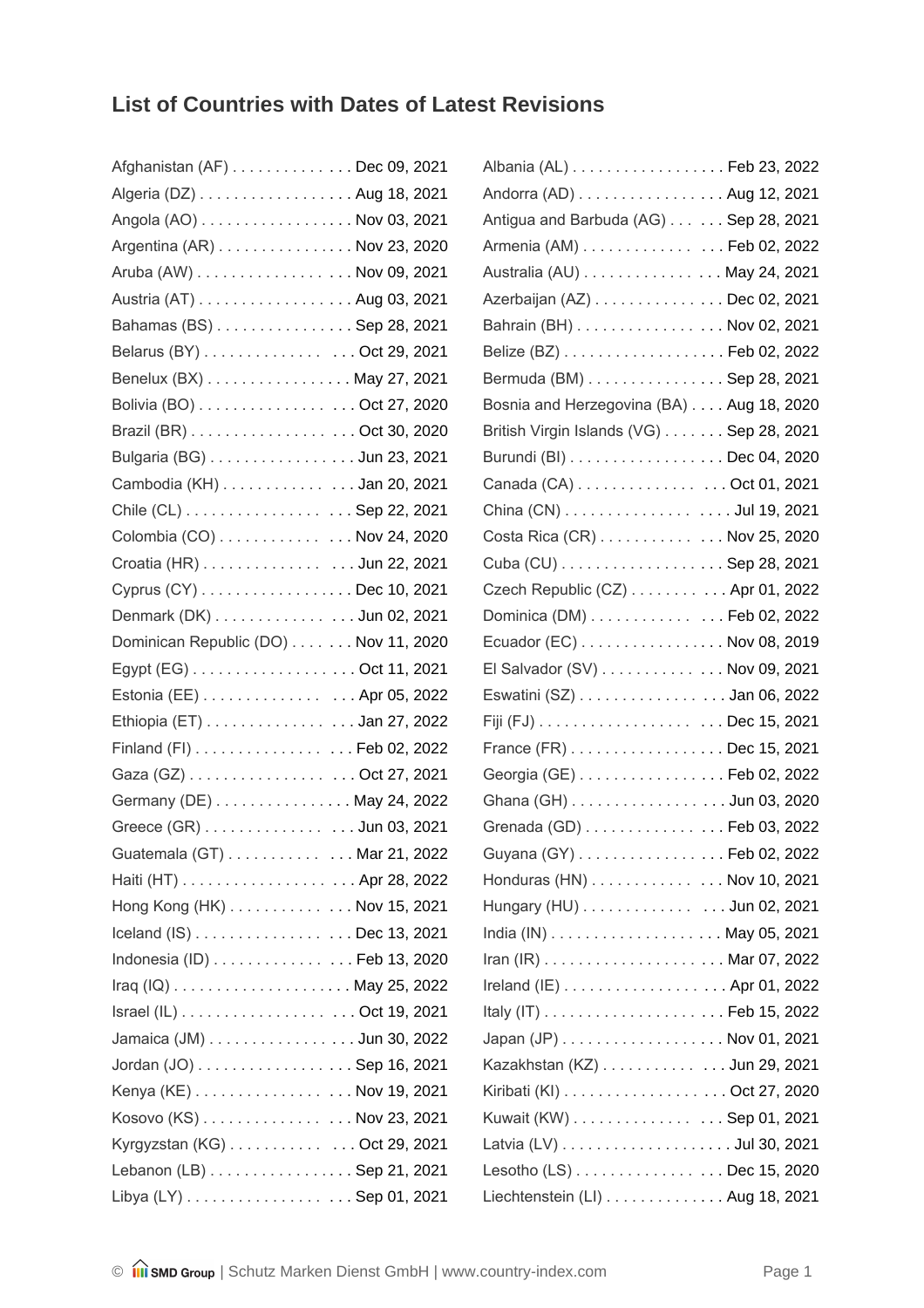## List of Countries with Dates of Latest Revisions

Afghanistan (AF) . . . . . . . . . . . . . Dec 09, 2021
Algeria (DZ) . . . . . . . . . . . . . . . . . Aug 18, 2021
Angola (AO) . . . . . . . . . . . . . . . . . Nov 03, 2021
Argentina (AR) . . . . . . . . . . . . . . . Nov 23, 2020
Aruba (AW) . . . . . . . . . . . . . . . . . Nov 09, 2021
Austria (AT) . . . . . . . . . . . . . . . . . Aug 03, 2021
Bahamas (BS) . . . . . . . . . . . . . . . Sep 28, 2021
Belarus (BY) . . . . . . . . . . . . . . . . Oct 29, 2021
Benelux (BX) . . . . . . . . . . . . . . . . May 27, 2021
Bolivia (BO) . . . . . . . . . . . . . . . . . Oct 27, 2020
Brazil (BR) . . . . . . . . . . . . . . . . . . Oct 30, 2020
Bulgaria (BG) . . . . . . . . . . . . . . . . Jun 23, 2021
Cambodia (KH) . . . . . . . . . . . . . . . Jan 20, 2021
Chile (CL) . . . . . . . . . . . . . . . . . . . Sep 22, 2021
Colombia (CO) . . . . . . . . . . . . . . . Nov 24, 2020
Croatia (HR) . . . . . . . . . . . . . . . . . Jun 22, 2021
Cyprus (CY) . . . . . . . . . . . . . . . . . Dec 10, 2021
Denmark (DK) . . . . . . . . . . . . . . . . Jun 02, 2021
Dominican Republic (DO) . . . . . . . Nov 11, 2020
Egypt (EG) . . . . . . . . . . . . . . . . . . Oct 11, 2021
Estonia (EE) . . . . . . . . . . . . . . . . . Apr 05, 2022
Ethiopia (ET) . . . . . . . . . . . . . . . . . Jan 27, 2022
Finland (FI) . . . . . . . . . . . . . . . . . . Feb 02, 2022
Gaza (GZ) . . . . . . . . . . . . . . . . . . . Oct 27, 2021
Germany (DE) . . . . . . . . . . . . . . . . May 24, 2022
Greece (GR) . . . . . . . . . . . . . . . . . Jun 03, 2021
Guatemala (GT) . . . . . . . . . . . . . . Mar 21, 2022
Haiti (HT) . . . . . . . . . . . . . . . . . . . Apr 28, 2022
Hong Kong (HK) . . . . . . . . . . . . . . Nov 15, 2021
Iceland (IS) . . . . . . . . . . . . . . . . . . Dec 13, 2021
Indonesia (ID) . . . . . . . . . . . . . . . . Feb 13, 2020
Iraq (IQ) . . . . . . . . . . . . . . . . . . . . May 25, 2022
Israel (IL) . . . . . . . . . . . . . . . . . . . Oct 19, 2021
Jamaica (JM) . . . . . . . . . . . . . . . . Jun 30, 2022
Jordan (JO) . . . . . . . . . . . . . . . . . . Sep 16, 2021
Kenya (KE) . . . . . . . . . . . . . . . . . . Nov 19, 2021
Kosovo (KS) . . . . . . . . . . . . . . . . . Nov 23, 2021
Kyrgyzstan (KG) . . . . . . . . . . . . . . Oct 29, 2021
Lebanon (LB) . . . . . . . . . . . . . . . . . Sep 21, 2021
Libya (LY) . . . . . . . . . . . . . . . . . . . Sep 01, 2021

Albania (AL) . . . . . . . . . . . . . . . . . . Feb 23, 2022
Andorra (AD) . . . . . . . . . . . . . . . . . Aug 12, 2021
Antigua and Barbuda (AG) . . . . . . Sep 28, 2021
Armenia (AM) . . . . . . . . . . . . . . . . Feb 02, 2022
Australia (AU) . . . . . . . . . . . . . . . . May 24, 2021
Azerbaijan (AZ) . . . . . . . . . . . . . . . Dec 02, 2021
Bahrain (BH) . . . . . . . . . . . . . . . . . Nov 02, 2021
Belize (BZ) . . . . . . . . . . . . . . . . . . . Feb 02, 2022
Bermuda (BM) . . . . . . . . . . . . . . . . Sep 28, 2021
Bosnia and Herzegovina (BA) . . . . Aug 18, 2020
British Virgin Islands (VG) . . . . . . . Sep 28, 2021
Burundi (BI) . . . . . . . . . . . . . . . . . . Dec 04, 2020
Canada (CA) . . . . . . . . . . . . . . . . . Oct 01, 2021
China (CN) . . . . . . . . . . . . . . . . . . . Jul 19, 2021
Costa Rica (CR) . . . . . . . . . . . . . . Nov 25, 2020
Cuba (CU) . . . . . . . . . . . . . . . . . . . Sep 28, 2021
Czech Republic (CZ) . . . . . . . . . . . Apr 01, 2022
Dominica (DM) . . . . . . . . . . . . . . . . Feb 02, 2022
Ecuador (EC) . . . . . . . . . . . . . . . . . Nov 08, 2019
El Salvador (SV) . . . . . . . . . . . . . . Nov 09, 2021
Eswatini (SZ) . . . . . . . . . . . . . . . . . Jan 06, 2022
Fiji (FJ) . . . . . . . . . . . . . . . . . . . . . Dec 15, 2021
France (FR) . . . . . . . . . . . . . . . . . . Dec 15, 2021
Georgia (GE) . . . . . . . . . . . . . . . . . Feb 02, 2022
Ghana (GH) . . . . . . . . . . . . . . . . . . Jun 03, 2020
Grenada (GD) . . . . . . . . . . . . . . . . Feb 03, 2022
Guyana (GY) . . . . . . . . . . . . . . . . . Feb 02, 2022
Honduras (HN) . . . . . . . . . . . . . . . Nov 10, 2021
Hungary (HU) . . . . . . . . . . . . . . . . Jun 02, 2021
India (IN) . . . . . . . . . . . . . . . . . . . . May 05, 2021
Iran (IR) . . . . . . . . . . . . . . . . . . . . . Mar 07, 2022
Ireland (IE) . . . . . . . . . . . . . . . . . . Apr 01, 2022
Italy (IT) . . . . . . . . . . . . . . . . . . . . Feb 15, 2022
Japan (JP) . . . . . . . . . . . . . . . . . . . Nov 01, 2021
Kazakhstan (KZ) . . . . . . . . . . . . . . Jun 29, 2021
Kiribati (KI) . . . . . . . . . . . . . . . . . . Oct 27, 2020
Kuwait (KW) . . . . . . . . . . . . . . . . . Sep 01, 2021
Latvia (LV) . . . . . . . . . . . . . . . . . . . Jul 30, 2021
Lesotho (LS) . . . . . . . . . . . . . . . . . Dec 15, 2020
Liechtenstein (LI) . . . . . . . . . . . . . Aug 18, 2021

© SMD Group | Schutz Marken Dienst GmbH | www.country-index.com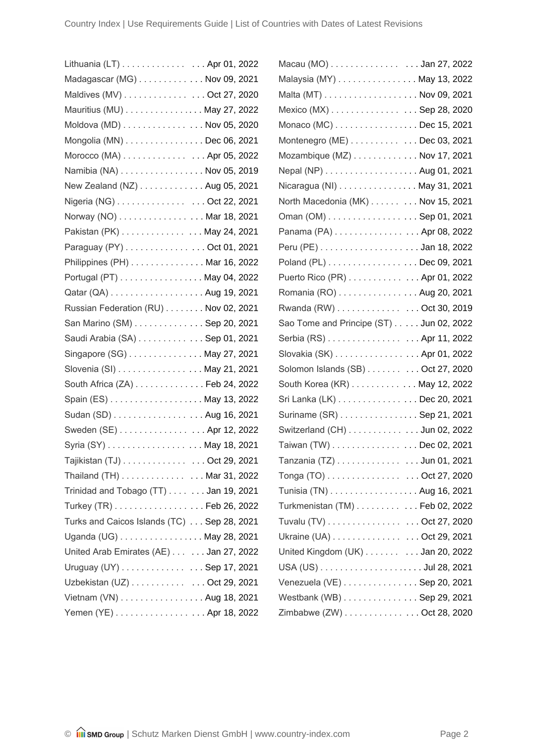Lithuania (LT) . . . . . . . . . . . . . . . Apr 01, 2022
Madagascar (MG) . . . . . . . . . . . . . Nov 09, 2021
Maldives (MV) . . . . . . . . . . . . . . . Oct 27, 2020
Mauritius (MU) . . . . . . . . . . . . . . . . May 27, 2022
Moldova (MD) . . . . . . . . . . . . . . . . Nov 05, 2020
Mongolia (MN) . . . . . . . . . . . . . . . . Dec 06, 2021
Morocco (MA) . . . . . . . . . . . . . . . Apr 05, 2022
Namibia (NA) . . . . . . . . . . . . . . . . . Nov 05, 2019
New Zealand (NZ) . . . . . . . . . . . . . Aug 05, 2021
Nigeria (NG) . . . . . . . . . . . . . . . . Oct 22, 2021
Norway (NO) . . . . . . . . . . . . . . . . . Mar 18, 2021
Pakistan (PK) . . . . . . . . . . . . . . . . May 24, 2021
Paraguay (PY) . . . . . . . . . . . . . . . . Oct 01, 2021
Philippines (PH) . . . . . . . . . . . . . . . Mar 16, 2022
Portugal (PT) . . . . . . . . . . . . . . . . . May 04, 2022
Qatar (QA) . . . . . . . . . . . . . . . . . . . Aug 19, 2021
Russian Federation (RU) . . . . . . . . Nov 02, 2021
San Marino (SM) . . . . . . . . . . . . . . Sep 20, 2021
Saudi Arabia (SA) . . . . . . . . . . . . . Sep 01, 2021
Singapore (SG) . . . . . . . . . . . . . . . May 27, 2021
Slovenia (SI) . . . . . . . . . . . . . . . . . May 21, 2021
South Africa (ZA) . . . . . . . . . . . . . . Feb 24, 2022
Spain (ES) . . . . . . . . . . . . . . . . . . . May 13, 2022
Sudan (SD) . . . . . . . . . . . . . . . . . . Aug 16, 2021
Sweden (SE) . . . . . . . . . . . . . . . . . Apr 12, 2022
Syria (SY) . . . . . . . . . . . . . . . . . . . May 18, 2021
Tajikistan (TJ) . . . . . . . . . . . . . . . Oct 29, 2021
Thailand (TH) . . . . . . . . . . . . . . . . Mar 31, 2022
Trinidad and Tobago (TT) . . . . . . . Jan 19, 2021
Turkey (TR) . . . . . . . . . . . . . . . . . . Feb 26, 2022
Turks and Caicos Islands (TC) . . . Sep 28, 2021
Uganda (UG) . . . . . . . . . . . . . . . . . May 28, 2021
United Arab Emirates (AE) . . . . . . Jan 27, 2022
Uruguay (UY) . . . . . . . . . . . . . . . . Sep 17, 2021
Uzbekistan (UZ) . . . . . . . . . . . . . . Oct 29, 2021
Vietnam (VN) . . . . . . . . . . . . . . . . . Aug 18, 2021
Yemen (YE) . . . . . . . . . . . . . . . . . . Apr 18, 2022
Macau (MO) . . . . . . . . . . . . . . . . . Jan 27, 2022
Malaysia (MY) . . . . . . . . . . . . . . . . May 13, 2022
Malta (MT) . . . . . . . . . . . . . . . . . . . Nov 09, 2021
Mexico (MX) . . . . . . . . . . . . . . . . . Sep 28, 2020
Monaco (MC) . . . . . . . . . . . . . . . . . Dec 15, 2021
Montenegro (ME) . . . . . . . . . . . . . Dec 03, 2021
Mozambique (MZ) . . . . . . . . . . . . . Nov 17, 2021
Nepal (NP) . . . . . . . . . . . . . . . . . . . Aug 01, 2021
Nicaragua (NI) . . . . . . . . . . . . . . . . May 31, 2021
North Macedonia (MK) . . . . . . . . . Nov 15, 2021
Oman (OM) . . . . . . . . . . . . . . . . . . Sep 01, 2021
Panama (PA) . . . . . . . . . . . . . . . . . Apr 08, 2022
Peru (PE) . . . . . . . . . . . . . . . . . . . . Jan 18, 2022
Poland (PL) . . . . . . . . . . . . . . . . . . Dec 09, 2021
Puerto Rico (PR) . . . . . . . . . . . . . . Apr 01, 2022
Romania (RO) . . . . . . . . . . . . . . . . Aug 20, 2021
Rwanda (RW) . . . . . . . . . . . . . . . . Oct 30, 2019
Sao Tome and Principe (ST) . . . . . Jun 02, 2022
Serbia (RS) . . . . . . . . . . . . . . . . . . Apr 11, 2022
Slovakia (SK) . . . . . . . . . . . . . . . . . Apr 01, 2022
Solomon Islands (SB) . . . . . . . . . . Oct 27, 2020
South Korea (KR) . . . . . . . . . . . . . May 12, 2022
Sri Lanka (LK) . . . . . . . . . . . . . . . . Dec 20, 2021
Suriname (SR) . . . . . . . . . . . . . . . . Sep 21, 2021
Switzerland (CH) . . . . . . . . . . . . . . Jun 02, 2022
Taiwan (TW) . . . . . . . . . . . . . . . . . Dec 02, 2021
Tanzania (TZ) . . . . . . . . . . . . . . . . Jun 01, 2021
Tonga (TO) . . . . . . . . . . . . . . . . . . Oct 27, 2020
Tunisia (TN) . . . . . . . . . . . . . . . . . . Aug 16, 2021
Turkmenistan (TM) . . . . . . . . . . . . Feb 02, 2022
Tuvalu (TV) . . . . . . . . . . . . . . . . . . Oct 27, 2020
Ukraine (UA) . . . . . . . . . . . . . . . . . Oct 29, 2021
United Kingdom (UK) . . . . . . . . . . Jan 20, 2022
USA (US) . . . . . . . . . . . . . . . . . . . . Jul 28, 2021
Venezuela (VE) . . . . . . . . . . . . . . . Sep 20, 2021
Westbank (WB) . . . . . . . . . . . . . . . Sep 29, 2021
Zimbabwe (ZW) . . . . . . . . . . . . . . . Oct 28, 2020